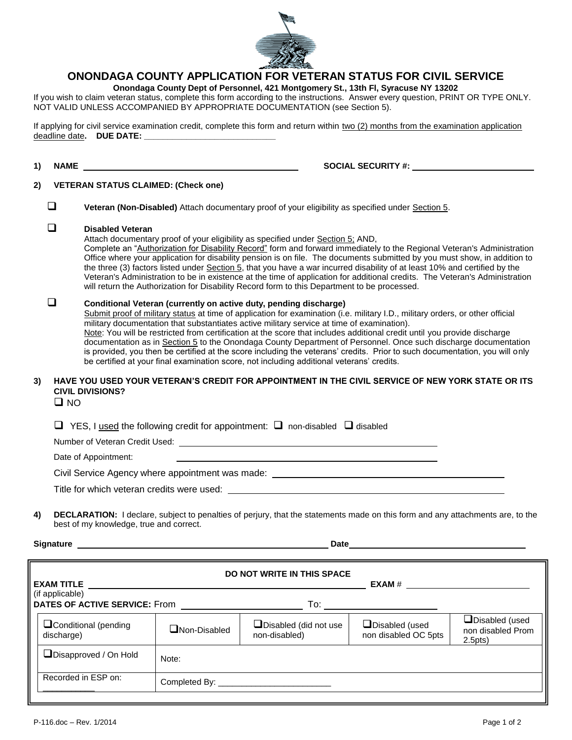# ONONDAGA COUNTY APPLICATION FOR VETERAN STATUS FOR CIVIL SERVICE

**Onondaga County Dept of Personnel, 421 Montgomery St., 13th Fl, Syracuse NY 13202**

If you wish to claim veteran status, complete this form according to the instructions. Answer every question, PRINT OR TYPE ONLY. NOT VALID UNLESS ACCOMPANIED BY APPROPRIATE DOCUMENTATION (see Section 5).

If applying for civil service examination credit, complete this form and return within two (2) months from the examination application deadline date. **DUE DATE:** ____________________________

**1) NAME** ______________________________________________ **SOCIAL SECURITY #:** ____________________

**2) VETERAN STATUS CLAIMED: (Check one)**

❑ **Veteran (Non-Disabled)** Attach documentary proof of your eligibility as specified under Section 5.

❑ **Disabled Veteran**
Attach documentary proof of your eligibility as specified under Section 5; AND,
Complete an "Authorization for Disability Record" form and forward immediately to the Regional Veteran's Administration Office where your application for disability pension is on file. The documents submitted by you must show, in addition to the three (3) factors listed under Section 5, that you have a war incurred disability of at least 10% and certified by the Veteran's Administration to be in existence at the time of application for additional credits. The Veteran's Administration will return the Authorization for Disability Record form to this Department to be processed.

❑ **Conditional Veteran (currently on active duty, pending discharge)**
Submit proof of military status at time of application for examination (i.e. military I.D., military orders, or other official military documentation that substantiates active military service at time of examination).
Note: You will be restricted from certification at the score that includes additional credit until you provide discharge documentation as in Section 5 to the Onondaga County Department of Personnel. Once such discharge documentation is provided, you then be certified at the score including the veterans' credits. Prior to such documentation, you will only be certified at your final examination score, not including additional veterans' credits.

**3) HAVE YOU USED YOUR VETERAN'S CREDIT FOR APPOINTMENT IN THE CIVIL SERVICE OF NEW YORK STATE OR ITS CIVIL DIVISIONS?**

❑ NO

❑ YES, I used the following credit for appointment: ❑ non-disabled ❑ disabled

Number of Veteran Credit Used: ______________________________

Date of Appointment: ______________________________

Civil Service Agency where appointment was made: ______________________________

Title for which veteran credits were used: ______________________________

**4) DECLARATION:** I declare, subject to penalties of perjury, that the statements made on this form and any attachments are, to the best of my knowledge, true and correct.

**Signature** ______________________________ **Date** ______________________________

**DO NOT WRITE IN THIS SPACE**

**EXAM TITLE** ______________________________ **EXAM #** ____________________
(if applicable)

**DATES OF ACTIVE SERVICE:** From ____________________ To: ____________________

| ❑Conditional (pending discharge) | ❑Non-Disabled | ❑Disabled (did not use non-disabled) | ❑Disabled (used non disabled OC 5pts | ❑Disabled (used non disabled Prom 2.5pts) |
|---|---|---|---|---|
| ❑Disapproved / On Hold | Note: | | | |
| Recorded in ESP on: __________ | Completed By: ______________________ | | | |

P-116.doc – Rev. 1/2014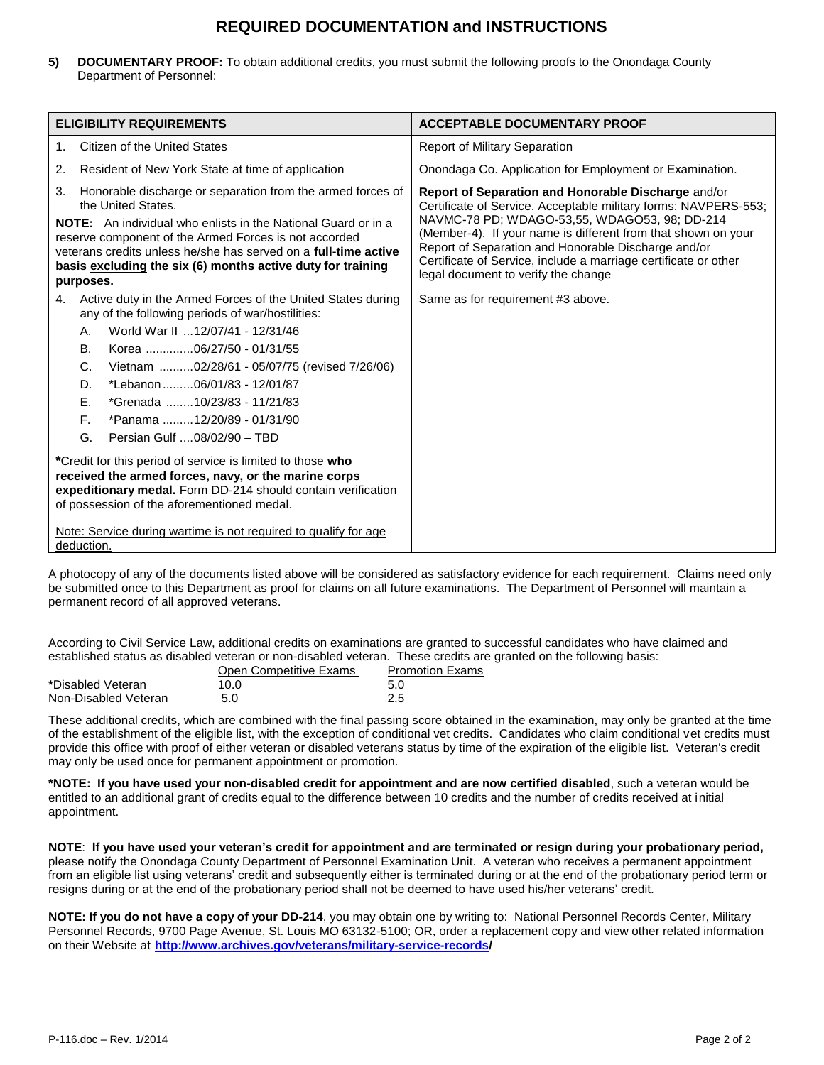# REQUIRED DOCUMENTATION and INSTRUCTIONS

**5) DOCUMENTARY PROOF:** To obtain additional credits, you must submit the following proofs to the Onondaga County Department of Personnel:

| ELIGIBILITY REQUIREMENTS | ACCEPTABLE DOCUMENTARY PROOF |
|---|---|
| 1. Citizen of the United States | Report of Military Separation |
| 2. Resident of New York State at time of application | Onondaga Co. Application for Employment or Examination. |
| 3. Honorable discharge or separation from the armed forces of the United States.<br>**NOTE:** An individual who enlists in the National Guard or in a reserve component of the Armed Forces is not accorded veterans credits unless he/she has served on a **full-time active basis <u>excluding</u> the six (6) months active duty for training purposes.** | **Report of Separation and Honorable Discharge** and/or Certificate of Service. Acceptable military forms: NAVPERS-553; NAVMC-78 PD; WDAGO-53,55, WDAGO53, 98; DD-214 (Member-4). If your name is different from that shown on your Report of Separation and Honorable Discharge and/or Certificate of Service, include a marriage certificate or other legal document to verify the change |
| 4. Active duty in the Armed Forces of the United States during any of the following periods of war/hostilities:<br>A. World War II ...12/07/41 - 12/31/46<br>B. Korea ..............06/27/50 - 01/31/55<br>C. Vietnam ..........02/28/61 - 05/07/75 (revised 7/26/06)<br>D. *Lebanon .........06/01/83 - 12/01/87<br>E. *Grenada ........10/23/83 - 11/21/83<br>F. *Panama .........12/20/89 - 01/31/90<br>G. Persian Gulf ....08/02/90 – TBD<br>***Credit for this period of service is limited to those who received the armed forces, navy, or the marine corps expeditionary medal.** Form DD-214 should contain verification of possession of the aforementioned medal.<br><u>Note: Service during wartime is not required to qualify for age deduction.</u> | Same as for requirement #3 above. |

A photocopy of any of the documents listed above will be considered as satisfactory evidence for each requirement. Claims need only be submitted once to this Department as proof for claims on all future examinations. The Department of Personnel will maintain a permanent record of all approved veterans.

According to Civil Service Law, additional credits on examinations are granted to successful candidates who have claimed and established status as disabled veteran or non-disabled veteran. These credits are granted on the following basis:

| | Open Competitive Exams | Promotion Exams |
|---|---|---|
| ***Disabled Veteran** | 10.0 | 5.0 |
| Non-Disabled Veteran | 5.0 | 2.5 |

These additional credits, which are combined with the final passing score obtained in the examination, may only be granted at the time of the establishment of the eligible list, with the exception of conditional vet credits. Candidates who claim conditional vet credits must provide this office with proof of either veteran or disabled veterans status by time of the expiration of the eligible list. Veteran's credit may only be used once for permanent appointment or promotion.

***NOTE: If you have used your non-disabled credit for appointment and are now certified disabled**, such a veteran would be entitled to an additional grant of credits equal to the difference between 10 credits and the number of credits received at initial appointment.

**NOTE**: **If you have used your veteran's credit for appointment and are terminated or resign during your probationary period,** please notify the Onondaga County Department of Personnel Examination Unit. A veteran who receives a permanent appointment from an eligible list using veterans' credit and subsequently either is terminated during or at the end of the probationary period term or resigns during or at the end of the probationary period shall not be deemed to have used his/her veterans' credit.

**NOTE: If you do not have a copy of your DD-214**, you may obtain one by writing to: National Personnel Records Center, Military Personnel Records, 9700 Page Avenue, St. Louis MO 63132-5100; OR, order a replacement copy and view other related information on their Website at **http://www.archives.gov/veterans/military-service-records/**

P-116.doc – Rev. 1/2014